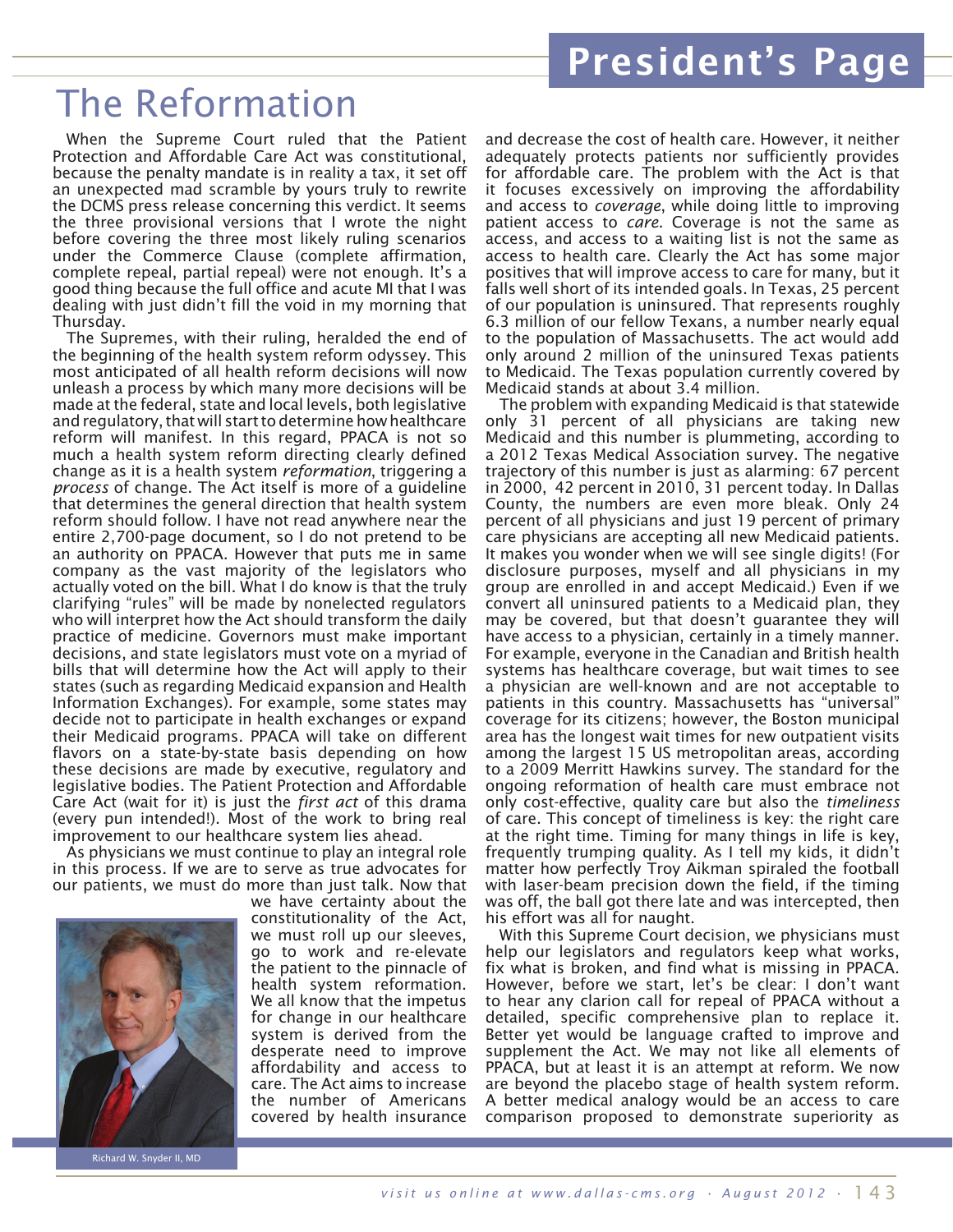# The Reformation

When the Supreme Court ruled that the Patient Protection and Affordable Care Act was constitutional, because the penalty mandate is in reality a tax, it set off an unexpected mad scramble by yours truly to rewrite the DCMS press release concerning this verdict. It seems the three provisional versions that I wrote the night before covering the three most likely ruling scenarios under the Commerce Clause (complete affirmation, complete repeal, partial repeal) were not enough. It's a good thing because the full office and acute MI that I was dealing with just didn't fill the void in my morning that Thursday.

The Supremes, with their ruling, heralded the end of the beginning of the health system reform odyssey. This most anticipated of all health reform decisions will now unleash a process by which many more decisions will be made at the federal, state and local levels, both legislative and regulatory, that will start to determine how healthcare reform will manifest. In this regard, PPACA is not so much a health system reform directing clearly defined change as it is a health system *reformation*, triggering a *process* of change. The Act itself is more of a guideline that determines the general direction that health system reform should follow. I have not read anywhere near the entire 2,700-page document, so I do not pretend to be an authority on PPACA. However that puts me in same company as the vast majority of the legislators who actually voted on the bill. What I do know is that the truly clarifying "rules" will be made by nonelected regulators who will interpret how the Act should transform the daily practice of medicine. Governors must make important decisions, and state legislators must vote on a myriad of bills that will determine how the Act will apply to their states (such as regarding Medicaid expansion and Health Information Exchanges). For example, some states may decide not to participate in health exchanges or expand their Medicaid programs. PPACA will take on different flavors on a state-by-state basis depending on how these decisions are made by executive, regulatory and legislative bodies. The Patient Protection and Affordable Care Act (wait for it) is just the *first act* of this drama (every pun intended!). Most of the work to bring real improvement to our healthcare system lies ahead.

As physicians we must continue to play an integral role in this process. If we are to serve as true advocates for our patients, we must do more than just talk. Now that we have certainty about the constitutionality of the Act, we must roll up our sleeves, go to work and re-elevate the patient to the pinnacle of health system reformation. We all know that the impetus for change in our healthcare system is derived from the desperate need to improve affordability and access to care. The Act aims to increase the number of Americans covered by health insurance and decrease the cost of health care. However, it neither adequately protects patients nor sufficiently provides for affordable care. The problem with the Act is that it focuses excessively on improving the affordability and access to *coverage*, while doing little to improving patient access to *care*. Coverage is not the same as access, and access to a waiting list is not the same as access to health care. Clearly the Act has some major positives that will improve access to care for many, but it falls well short of its intended goals. In Texas, 25 percent of our population is uninsured. That represents roughly 6.3 million of our fellow Texans, a number nearly equal to the population of Massachusetts. The act would add only around 2 million of the uninsured Texas patients to Medicaid. The Texas population currently covered by Medicaid stands at about 3.4 million.

Richard W. Snyder II, MD

The problem with expanding Medicaid is that statewide only 31 percent of all physicians are taking new Medicaid and this number is plummeting, according to a 2012 Texas Medical Association survey. The negative trajectory of this number is just as alarming: 67 percent in 2000, 42 percent in 2010, 31 percent today. In Dallas County, the numbers are even more bleak. Only 24 percent of all physicians and just 19 percent of primary care physicians are accepting all new Medicaid patients. It makes you wonder when we will see single digits! (For disclosure purposes, myself and all physicians in my group are enrolled in and accept Medicaid.) Even if we convert all uninsured patients to a Medicaid plan, they may be covered, but that doesn't guarantee they will have access to a physician, certainly in a timely manner. For example, everyone in the Canadian and British health systems has healthcare coverage, but wait times to see a physician are well-known and are not acceptable to patients in this country. Massachusetts has "universal" coverage for its citizens; however, the Boston municipal area has the longest wait times for new outpatient visits among the largest 15 US metropolitan areas, according to a 2009 Merritt Hawkins survey. The standard for the ongoing reformation of health care must embrace not only cost-effective, quality care but also the *timeliness* of care. This concept of timeliness is key: the right care at the right time. Timing for many things in life is key, frequently trumping quality. As I tell my kids, it didn't matter how perfectly Troy Aikman spiraled the football with laser-beam precision down the field, if the timing was off, the ball got there late and was intercepted, then his effort was all for naught.

With this Supreme Court decision, we physicians must help our legislators and regulators keep what works, fix what is broken, and find what is missing in PPACA. However, before we start, let's be clear: I don't want to hear any clarion call for repeal of PPACA without a detailed, specific comprehensive plan to replace it. Better yet would be language crafted to improve and supplement the Act. We may not like all elements of PPACA, but at least it is an attempt at reform. We now are beyond the placebo stage of health system reform. A better medical analogy would be an access to care comparison proposed to demonstrate superiority as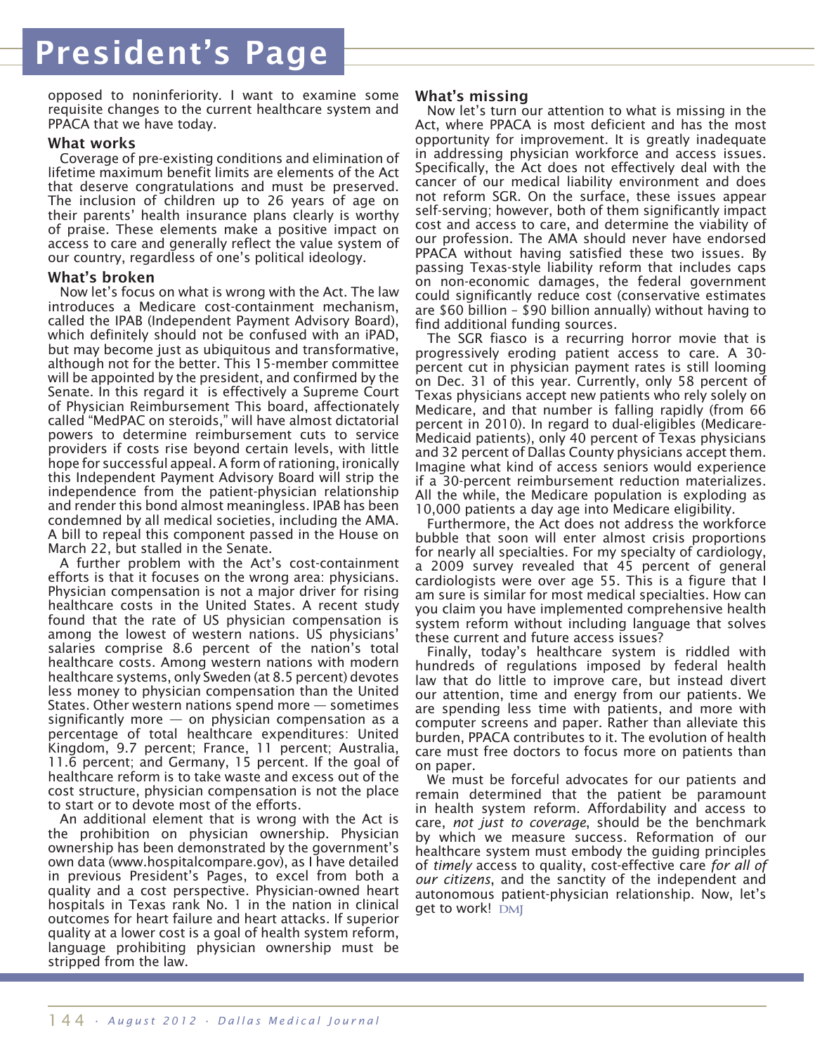## President's Page

opposed to noninferiority. I want to examine some requisite changes to the current healthcare system and PPACA that we have today.

### What works

Coverage of pre-existing conditions and elimination of lifetime maximum benefit limits are elements of the Act that deserve congratulations and must be preserved. The inclusion of children up to 26 years of age on their parents' health insurance plans clearly is worthy of praise. These elements make a positive impact on access to care and generally reflect the value system of our country, regardless of one's political ideology.

### What's broken

Now let's focus on what is wrong with the Act. The law introduces a Medicare cost-containment mechanism, called the IPAB (Independent Payment Advisory Board), which definitely should not be confused with an iPAD, but may become just as ubiquitous and transformative, although not for the better. This 15-member committee will be appointed by the president, and confirmed by the Senate. In this regard it is effectively a Supreme Court of Physician Reimbursement This board, affectionately called "MedPAC on steroids," will have almost dictatorial powers to determine reimbursement cuts to service providers if costs rise beyond certain levels, with little hope for successful appeal. A form of rationing, ironically this Independent Payment Advisory Board will strip the independence from the patient-physician relationship and render this bond almost meaningless. IPAB has been condemned by all medical societies, including the AMA. A bill to repeal this component passed in the House on March 22, but stalled in the Senate.

A further problem with the Act's cost-containment efforts is that it focuses on the wrong area: physicians. Physician compensation is not a major driver for rising healthcare costs in the United States. A recent study found that the rate of US physician compensation is among the lowest of western nations. US physicians' salaries comprise 8.6 percent of the nation's total healthcare costs. Among western nations with modern healthcare systems, only Sweden (at 8.5 percent) devotes less money to physician compensation than the United States. Other western nations spend more — sometimes significantly more — on physician compensation as a percentage of total healthcare expenditures: United Kingdom, 9.7 percent; France, 11 percent; Australia, 11.6 percent; and Germany, 15 percent. If the goal of healthcare reform is to take waste and excess out of the cost structure, physician compensation is not the place to start or to devote most of the efforts.

An additional element that is wrong with the Act is the prohibition on physician ownership. Physician ownership has been demonstrated by the government's own data (www.hospitalcompare.gov), as I have detailed in previous President's Pages, to excel from both a quality and a cost perspective. Physician-owned heart hospitals in Texas rank No. 1 in the nation in clinical outcomes for heart failure and heart attacks. If superior quality at a lower cost is a goal of health system reform, language prohibiting physician ownership must be stripped from the law.

### What's missing

Now let's turn our attention to what is missing in the Act, where PPACA is most deficient and has the most opportunity for improvement. It is greatly inadequate in addressing physician workforce and access issues. Specifically, the Act does not effectively deal with the cancer of our medical liability environment and does not reform SGR. On the surface, these issues appear self-serving; however, both of them significantly impact cost and access to care, and determine the viability of our profession. The AMA should never have endorsed PPACA without having satisfied these two issues. By passing Texas-style liability reform that includes caps on non-economic damages, the federal government could significantly reduce cost (conservative estimates are $60 billion – $90 billion annually) without having to find additional funding sources.

The SGR fiasco is a recurring horror movie that is progressively eroding patient access to care. A 30-percent cut in physician payment rates is still looming on Dec. 31 of this year. Currently, only 58 percent of Texas physicians accept new patients who rely solely on Medicare, and that number is falling rapidly (from 66 percent in 2010). In regard to dual-eligibles (Medicare-Medicaid patients), only 40 percent of Texas physicians and 32 percent of Dallas County physicians accept them. Imagine what kind of access seniors would experience if a 30-percent reimbursement reduction materializes. All the while, the Medicare population is exploding as 10,000 patients a day age into Medicare eligibility.

Furthermore, the Act does not address the workforce bubble that soon will enter almost crisis proportions for nearly all specialties. For my specialty of cardiology, a 2009 survey revealed that 45 percent of general cardiologists were over age 55. This is a figure that I am sure is similar for most medical specialties. How can you claim you have implemented comprehensive health system reform without including language that solves these current and future access issues?

Finally, today's healthcare system is riddled with hundreds of regulations imposed by federal health law that do little to improve care, but instead divert our attention, time and energy from our patients. We are spending less time with patients, and more with computer screens and paper. Rather than alleviate this burden, PPACA contributes to it. The evolution of health care must free doctors to focus more on patients than on paper.

We must be forceful advocates for our patients and remain determined that the patient be paramount in health system reform. Affordability and access to care, *not just to coverage*, should be the benchmark by which we measure success. Reformation of our healthcare system must embody the guiding principles of *timely* access to quality, cost-effective care *for all of our citizens*, and the sanctity of the independent and autonomous patient-physician relationship. Now, let's get to work! DMJ